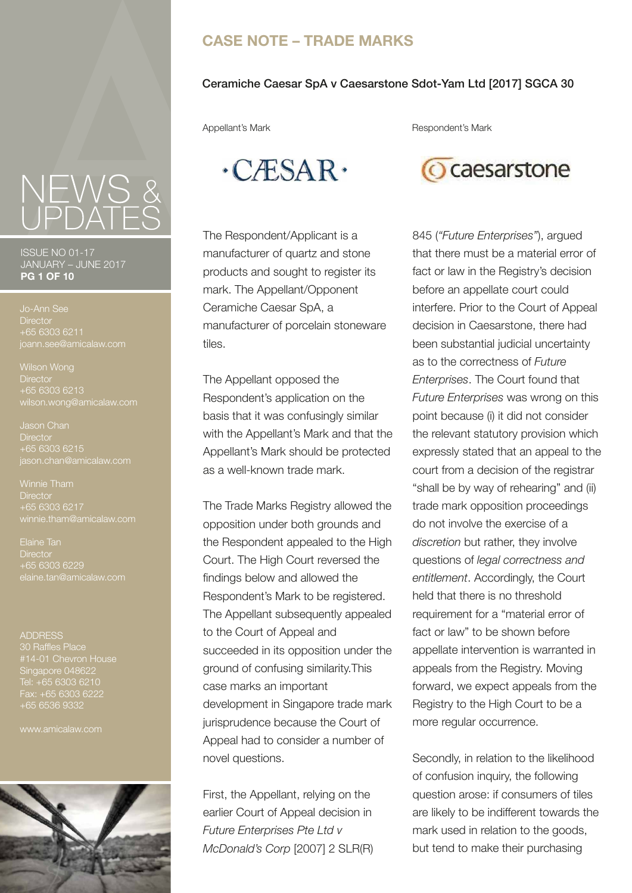# CASE NOTE – TRADE MARKS

## Ceramiche Caesar SpA v Caesarstone Sdot-Yam Ltd [2017] SGCA 30

Appellant's Mark

·CÆSAR·

Respondent's Mark

caesarstone

The Respondent/Applicant is a manufacturer of quartz and stone products and sought to register its mark. The Appellant/Opponent Ceramiche Caesar SpA, a manufacturer of porcelain stoneware tiles.

The Appellant opposed the Respondent's application on the basis that it was confusingly similar with the Appellant's Mark and that the Appellant's Mark should be protected as a well-known trade mark.

The Trade Marks Registry allowed the opposition under both grounds and the Respondent appealed to the High Court. The High Court reversed the findings below and allowed the Respondent's Mark to be registered. The Appellant subsequently appealed to the Court of Appeal and succeeded in its opposition under the ground of confusing similarity.This case marks an important development in Singapore trade mark jurisprudence because the Court of Appeal had to consider a number of novel questions.

First, the Appellant, relying on the earlier Court of Appeal decision in *Future Enterprises Pte Ltd v McDonald's Corp* [2007] 2 SLR(R) 845 (*"Future Enterprises"*), argued that there must be a material error of fact or law in the Registry's decision before an appellate court could interfere. Prior to the Court of Appeal decision in Caesarstone, there had been substantial judicial uncertainty as to the correctness of *Future Enterprises*. The Court found that *Future Enterprises* was wrong on this point because (i) it did not consider the relevant statutory provision which expressly stated that an appeal to the court from a decision of the registrar "shall be by way of rehearing" and (ii) trade mark opposition proceedings do not involve the exercise of a *discretion* but rather, they involve questions of *legal correctness and entitlement*. Accordingly, the Court held that there is no threshold requirement for a "material error of fact or law" to be shown before appellate intervention is warranted in appeals from the Registry. Moving forward, we expect appeals from the Registry to the High Court to be a more regular occurrence.

Secondly, in relation to the likelihood of confusion inquiry, the following question arose: if consumers of tiles are likely to be indifferent towards the mark used in relation to the goods, but tend to make their purchasing

NEWS & UPDATES

ISSUE NO 01-17
JANUARY – JUNE 2017

Jo-Ann See
Director
+65 6303 6211
joann.see@amicalaw.com

Wilson Wong
Director
+65 6303 6213
wilson.wong@amicalaw.com

Jason Chan
Director
+65 6303 6215
jason.chan@amicalaw.com

Winnie Tham
Director
+65 6303 6217
winnie.tham@amicalaw.com

Elaine Tan
Director
+65 6303 6229
elaine.tan@amicalaw.com

ADDRESS
30 Raffles Place
#14-01 Chevron House
Singapore 048622
Tel: +65 6303 6210
Fax: +65 6303 6222
+65 6536 9332

www.amicalaw.com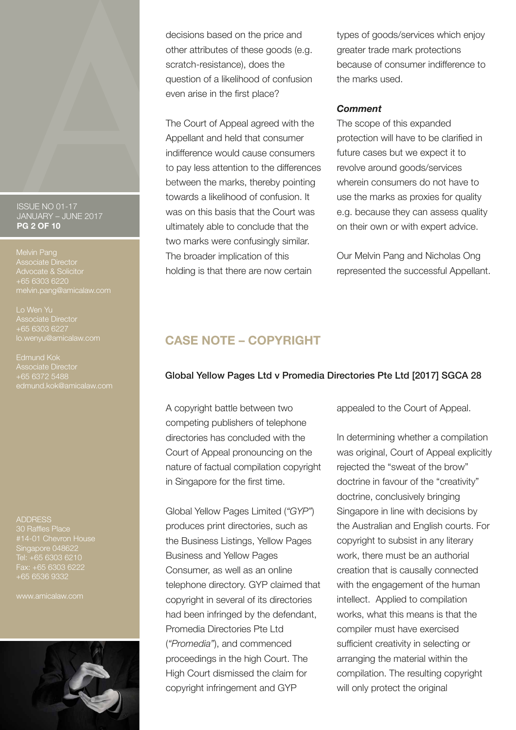decisions based on the price and other attributes of these goods (e.g. scratch-resistance), does the question of a likelihood of confusion even arise in the first place?

The Court of Appeal agreed with the Appellant and held that consumer indifference would cause consumers to pay less attention to the differences between the marks, thereby pointing towards a likelihood of confusion. It was on this basis that the Court was ultimately able to conclude that the two marks were confusingly similar. The broader implication of this holding is that there are now certain types of goods/services which enjoy greater trade mark protections because of consumer indifference to the marks used.

***Comment***

The scope of this expanded protection will have to be clarified in future cases but we expect it to revolve around goods/services wherein consumers do not have to use the marks as proxies for quality e.g. because they can assess quality on their own or with expert advice.

Our Melvin Pang and Nicholas Ong represented the successful Appellant.

## CASE NOTE – COPYRIGHT

### Global Yellow Pages Ltd v Promedia Directories Pte Ltd [2017] SGCA 28

A copyright battle between two competing publishers of telephone directories has concluded with the Court of Appeal pronouncing on the nature of factual compilation copyright in Singapore for the first time.

Global Yellow Pages Limited (*"GYP"*) produces print directories, such as the Business Listings, Yellow Pages Business and Yellow Pages Consumer, as well as an online telephone directory. GYP claimed that copyright in several of its directories had been infringed by the defendant, Promedia Directories Pte Ltd (*"Promedia"*), and commenced proceedings in the high Court. The High Court dismissed the claim for copyright infringement and GYP appealed to the Court of Appeal.

In determining whether a compilation was original, Court of Appeal explicitly rejected the "sweat of the brow" doctrine in favour of the "creativity" doctrine, conclusively bringing Singapore in line with decisions by the Australian and English courts. For copyright to subsist in any literary work, there must be an authorial creation that is causally connected with the engagement of the human intellect. Applied to compilation works, what this means is that the compiler must have exercised sufficient creativity in selecting or arranging the material within the compilation. The resulting copyright will only protect the original

Melvin Pang
Associate Director
Advocate & Solicitor
+65 6303 6220
melvin.pang@amicalaw.com

Lo Wen Yu
Associate Director
+65 6303 6227
lo.wenyu@amicalaw.com

Edmund Kok
Associate Director
+65 6372 5488
edmund.kok@amicalaw.com

ADDRESS
30 Raffles Place
#14-01 Chevron House
Singapore 048622
Tel: +65 6303 6210
Fax: +65 6303 6222
+65 6536 9332

www.amicalaw.com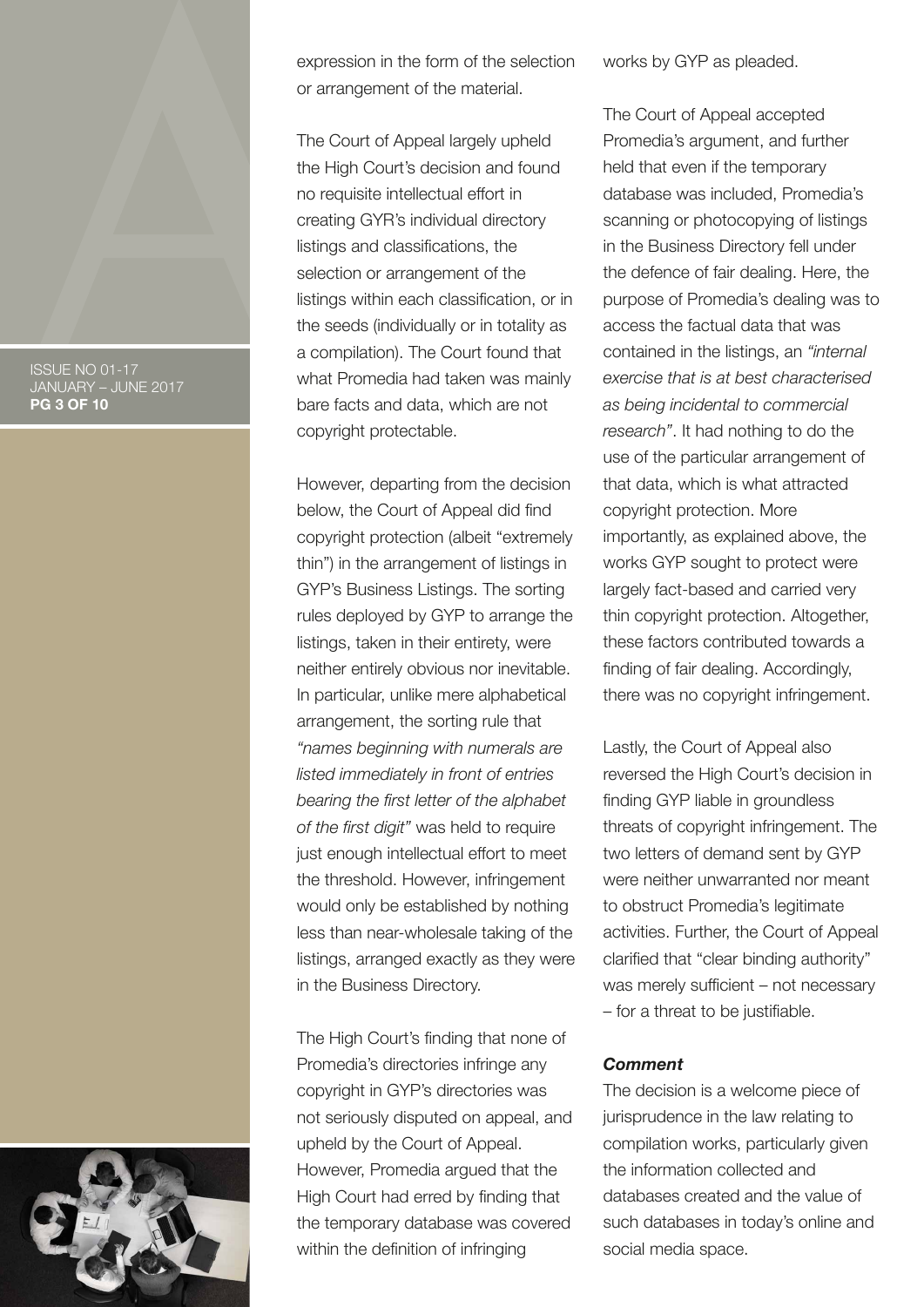expression in the form of the selection or arrangement of the material.

The Court of Appeal largely upheld the High Court's decision and found no requisite intellectual effort in creating GYR's individual directory listings and classifications, the selection or arrangement of the listings within each classification, or in the seeds (individually or in totality as a compilation). The Court found that what Promedia had taken was mainly bare facts and data, which are not copyright protectable.

However, departing from the decision below, the Court of Appeal did find copyright protection (albeit "extremely thin") in the arrangement of listings in GYP's Business Listings. The sorting rules deployed by GYP to arrange the listings, taken in their entirety, were neither entirely obvious nor inevitable. In particular, unlike mere alphabetical arrangement, the sorting rule that *"names beginning with numerals are listed immediately in front of entries bearing the first letter of the alphabet of the first digit"* was held to require just enough intellectual effort to meet the threshold. However, infringement would only be established by nothing less than near-wholesale taking of the listings, arranged exactly as they were in the Business Directory.

The High Court's finding that none of Promedia's directories infringe any copyright in GYP's directories was not seriously disputed on appeal, and upheld by the Court of Appeal. However, Promedia argued that the High Court had erred by finding that the temporary database was covered within the definition of infringing works by GYP as pleaded.

The Court of Appeal accepted Promedia's argument, and further held that even if the temporary database was included, Promedia's scanning or photocopying of listings in the Business Directory fell under the defence of fair dealing. Here, the purpose of Promedia's dealing was to access the factual data that was contained in the listings, an *"internal exercise that is at best characterised as being incidental to commercial research"*. It had nothing to do the use of the particular arrangement of that data, which is what attracted copyright protection. More importantly, as explained above, the works GYP sought to protect were largely fact-based and carried very thin copyright protection. Altogether, these factors contributed towards a finding of fair dealing. Accordingly, there was no copyright infringement.

Lastly, the Court of Appeal also reversed the High Court's decision in finding GYP liable in groundless threats of copyright infringement. The two letters of demand sent by GYP were neither unwarranted nor meant to obstruct Promedia's legitimate activities. Further, the Court of Appeal clarified that "clear binding authority" was merely sufficient – not necessary – for a threat to be justifiable.

***Comment***

The decision is a welcome piece of jurisprudence in the law relating to compilation works, particularly given the information collected and databases created and the value of such databases in today's online and social media space.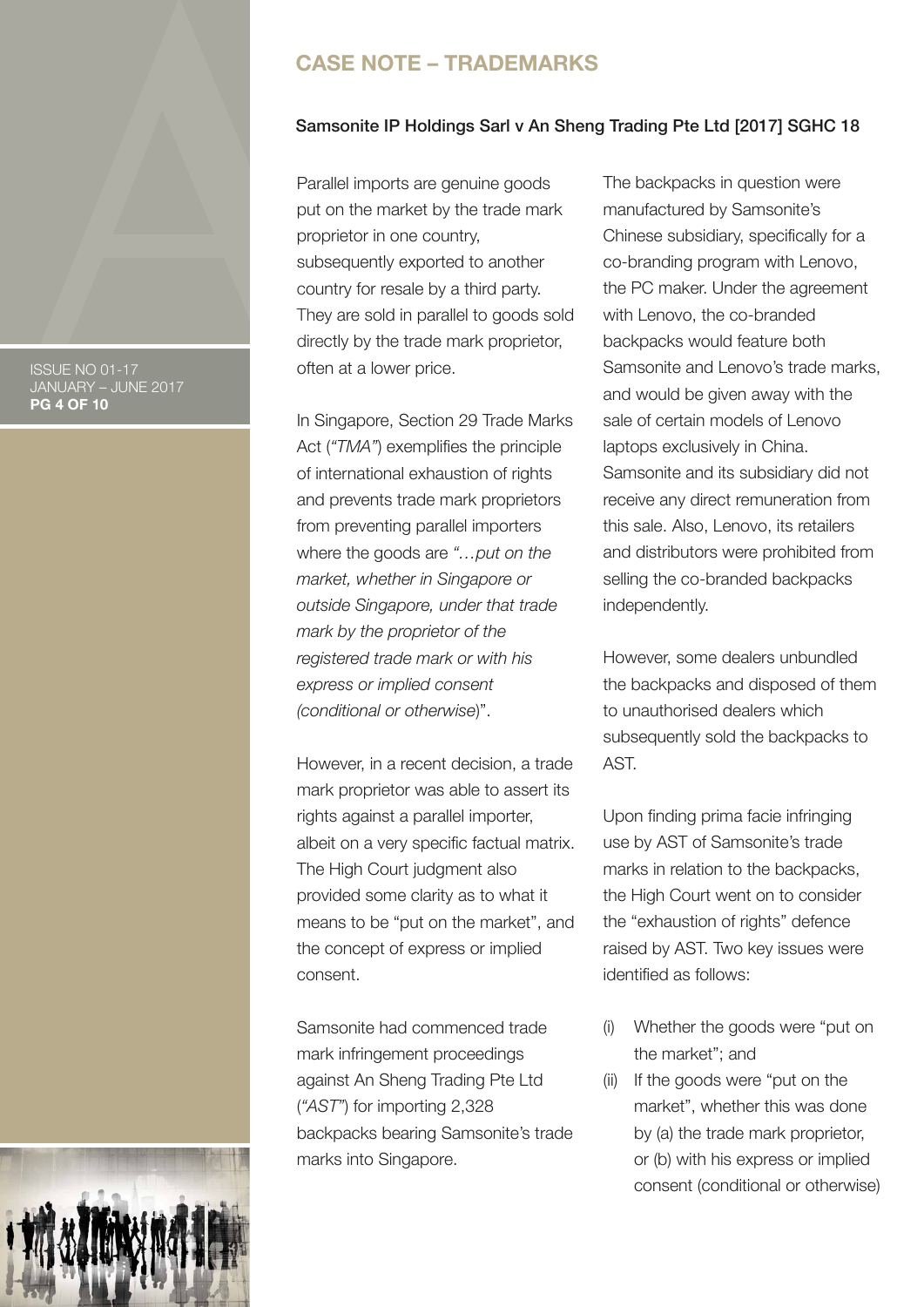# CASE NOTE – TRADEMARKS

## Samsonite IP Holdings Sarl v An Sheng Trading Pte Ltd [2017] SGHC 18

Parallel imports are genuine goods put on the market by the trade mark proprietor in one country, subsequently exported to another country for resale by a third party. They are sold in parallel to goods sold directly by the trade mark proprietor, often at a lower price.

In Singapore, Section 29 Trade Marks Act (*"TMA"*) exemplifies the principle of international exhaustion of rights and prevents trade mark proprietors from preventing parallel importers where the goods are *"…put on the market, whether in Singapore or outside Singapore, under that trade mark by the proprietor of the registered trade mark or with his express or implied consent (conditional or otherwise*)".

However, in a recent decision, a trade mark proprietor was able to assert its rights against a parallel importer, albeit on a very specific factual matrix. The High Court judgment also provided some clarity as to what it means to be "put on the market", and the concept of express or implied consent.

Samsonite had commenced trade mark infringement proceedings against An Sheng Trading Pte Ltd (*"AST"*) for importing 2,328 backpacks bearing Samsonite's trade marks into Singapore.

The backpacks in question were manufactured by Samsonite's Chinese subsidiary, specifically for a co-branding program with Lenovo, the PC maker. Under the agreement with Lenovo, the co-branded backpacks would feature both Samsonite and Lenovo's trade marks, and would be given away with the sale of certain models of Lenovo laptops exclusively in China. Samsonite and its subsidiary did not receive any direct remuneration from this sale. Also, Lenovo, its retailers and distributors were prohibited from selling the co-branded backpacks independently.

However, some dealers unbundled the backpacks and disposed of them to unauthorised dealers which subsequently sold the backpacks to AST.

Upon finding prima facie infringing use by AST of Samsonite's trade marks in relation to the backpacks, the High Court went on to consider the "exhaustion of rights" defence raised by AST. Two key issues were identified as follows:

(i) Whether the goods were "put on the market"; and

(ii) If the goods were "put on the market", whether this was done by (a) the trade mark proprietor, or (b) with his express or implied consent (conditional or otherwise)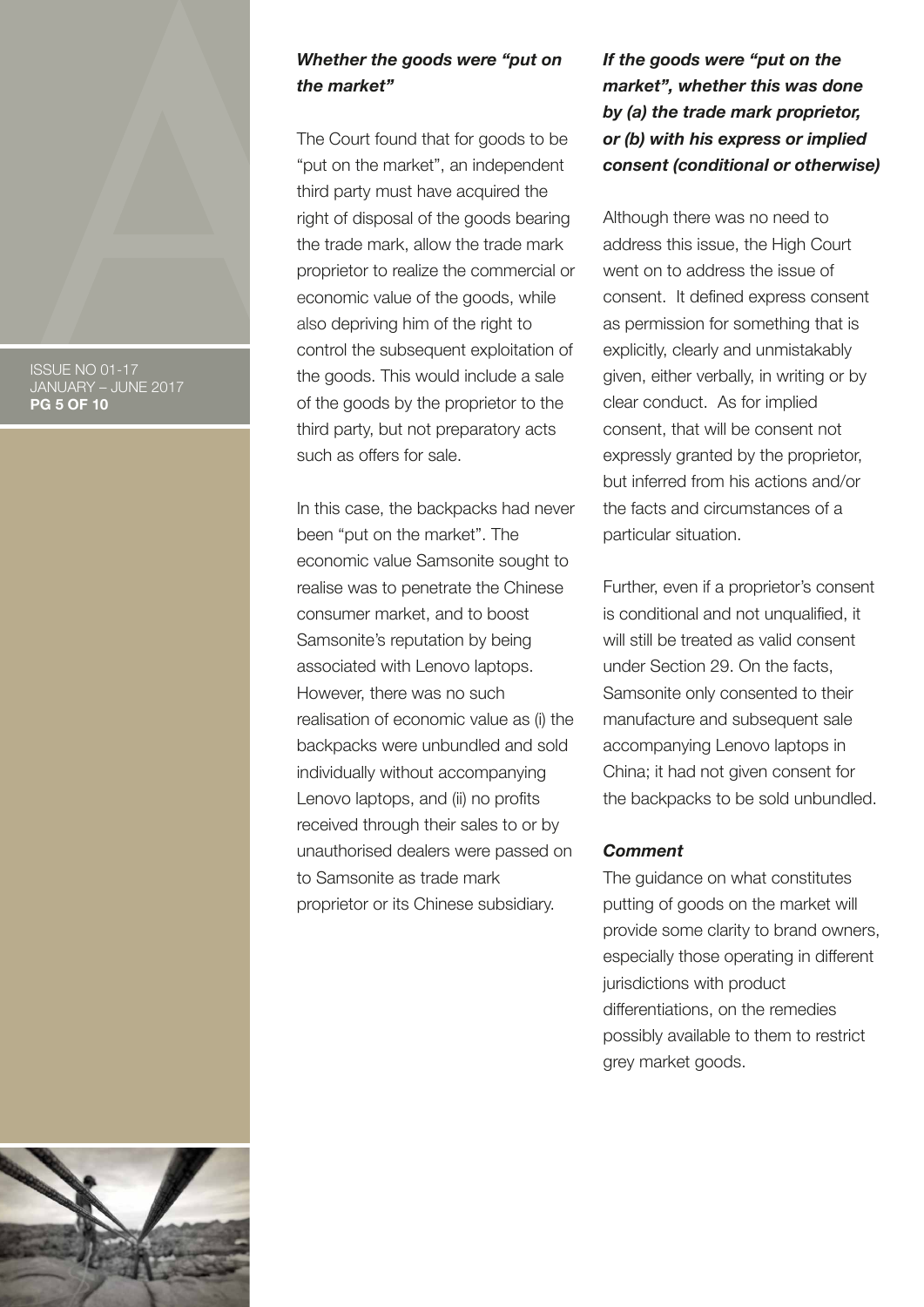### *Whether the goods were "put on the market"*

The Court found that for goods to be "put on the market", an independent third party must have acquired the right of disposal of the goods bearing the trade mark, allow the trade mark proprietor to realize the commercial or economic value of the goods, while also depriving him of the right to control the subsequent exploitation of the goods. This would include a sale of the goods by the proprietor to the third party, but not preparatory acts such as offers for sale.

In this case, the backpacks had never been "put on the market". The economic value Samsonite sought to realise was to penetrate the Chinese consumer market, and to boost Samsonite's reputation by being associated with Lenovo laptops. However, there was no such realisation of economic value as (i) the backpacks were unbundled and sold individually without accompanying Lenovo laptops, and (ii) no profits received through their sales to or by unauthorised dealers were passed on to Samsonite as trade mark proprietor or its Chinese subsidiary.

### *If the goods were "put on the market", whether this was done by (a) the trade mark proprietor, or (b) with his express or implied consent (conditional or otherwise)*

Although there was no need to address this issue, the High Court went on to address the issue of consent. It defined express consent as permission for something that is explicitly, clearly and unmistakably given, either verbally, in writing or by clear conduct. As for implied consent, that will be consent not expressly granted by the proprietor, but inferred from his actions and/or the facts and circumstances of a particular situation.

Further, even if a proprietor's consent is conditional and not unqualified, it will still be treated as valid consent under Section 29. On the facts, Samsonite only consented to their manufacture and subsequent sale accompanying Lenovo laptops in China; it had not given consent for the backpacks to be sold unbundled.

### *Comment*

The guidance on what constitutes putting of goods on the market will provide some clarity to brand owners, especially those operating in different jurisdictions with product differentiations, on the remedies possibly available to them to restrict grey market goods.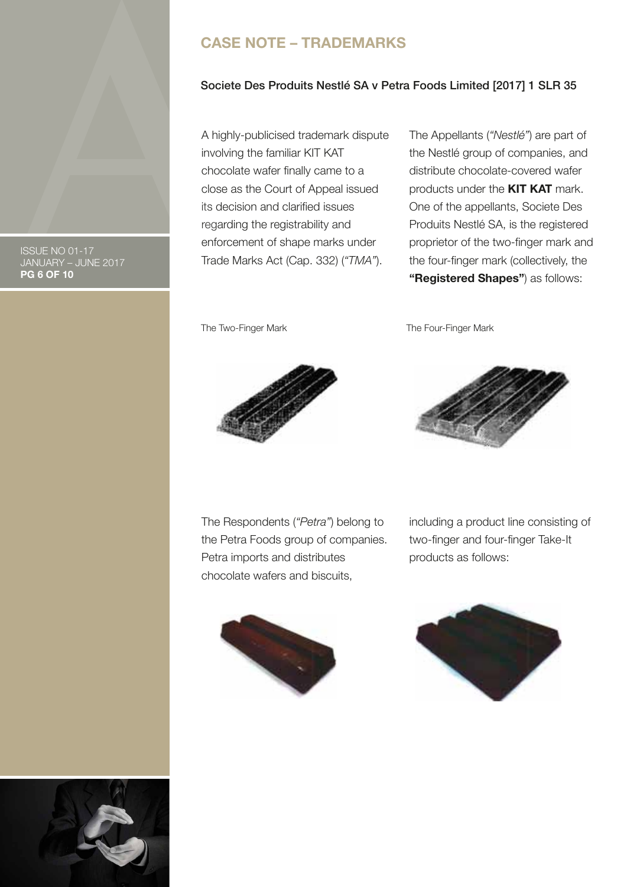## CASE NOTE – TRADEMARKS

### Societe Des Produits Nestlé SA v Petra Foods Limited [2017] 1 SLR 35

A highly-publicised trademark dispute involving the familiar KIT KAT chocolate wafer finally came to a close as the Court of Appeal issued its decision and clarified issues regarding the registrability and enforcement of shape marks under Trade Marks Act (Cap. 332) (*"TMA"*).

The Appellants (*"Nestlé"*) are part of the Nestlé group of companies, and distribute chocolate-covered wafer products under the **KIT KAT** mark. One of the appellants, Societe Des Produits Nestlé SA, is the registered proprietor of the two-finger mark and the four-finger mark (collectively, the **"Registered Shapes"**) as follows:

The Two-Finger Mark

The Four-Finger Mark

The Respondents (*"Petra"*) belong to the Petra Foods group of companies. Petra imports and distributes chocolate wafers and biscuits, including a product line consisting of two-finger and four-finger Take-It products as follows: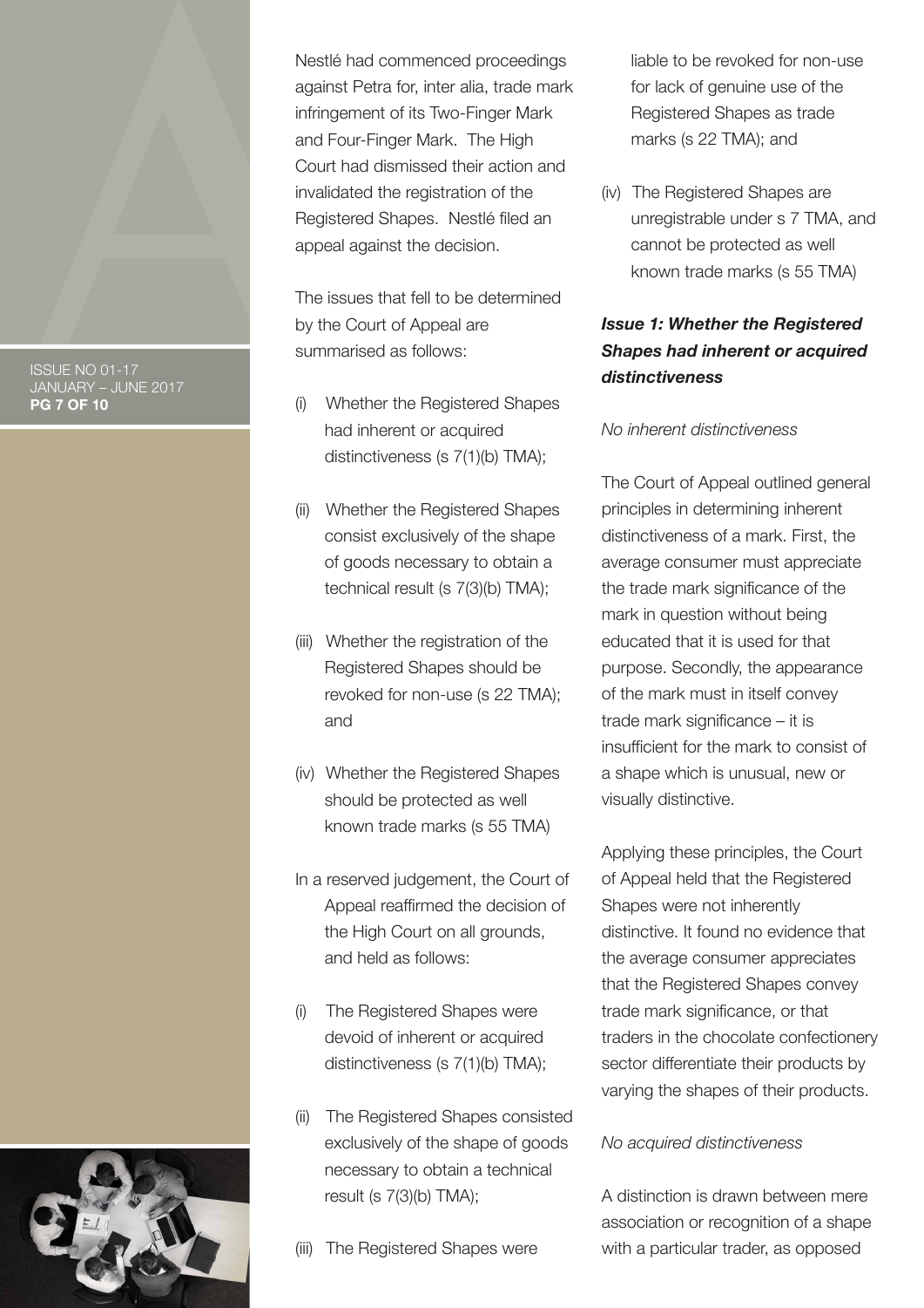Nestlé had commenced proceedings against Petra for, inter alia, trade mark infringement of its Two-Finger Mark and Four-Finger Mark. The High Court had dismissed their action and invalidated the registration of the Registered Shapes. Nestlé filed an appeal against the decision.

The issues that fell to be determined by the Court of Appeal are summarised as follows:

(i) Whether the Registered Shapes had inherent or acquired distinctiveness (s 7(1)(b) TMA);

(ii) Whether the Registered Shapes consist exclusively of the shape of goods necessary to obtain a technical result (s 7(3)(b) TMA);

(iii) Whether the registration of the Registered Shapes should be revoked for non-use (s 22 TMA); and

(iv) Whether the Registered Shapes should be protected as well known trade marks (s 55 TMA)

In a reserved judgement, the Court of Appeal reaffirmed the decision of the High Court on all grounds, and held as follows:

(i) The Registered Shapes were devoid of inherent or acquired distinctiveness (s 7(1)(b) TMA);

(ii) The Registered Shapes consisted exclusively of the shape of goods necessary to obtain a technical result (s 7(3)(b) TMA);

(iii) The Registered Shapes were liable to be revoked for non-use for lack of genuine use of the Registered Shapes as trade marks (s 22 TMA); and

(iv) The Registered Shapes are unregistrable under s 7 TMA, and cannot be protected as well known trade marks (s 55 TMA)

***Issue 1: Whether the Registered Shapes had inherent or acquired distinctiveness***

*No inherent distinctiveness*

The Court of Appeal outlined general principles in determining inherent distinctiveness of a mark. First, the average consumer must appreciate the trade mark significance of the mark in question without being educated that it is used for that purpose. Secondly, the appearance of the mark must in itself convey trade mark significance – it is insufficient for the mark to consist of a shape which is unusual, new or visually distinctive.

Applying these principles, the Court of Appeal held that the Registered Shapes were not inherently distinctive. It found no evidence that the average consumer appreciates that the Registered Shapes convey trade mark significance, or that traders in the chocolate confectionery sector differentiate their products by varying the shapes of their products.

*No acquired distinctiveness*

A distinction is drawn between mere association or recognition of a shape with a particular trader, as opposed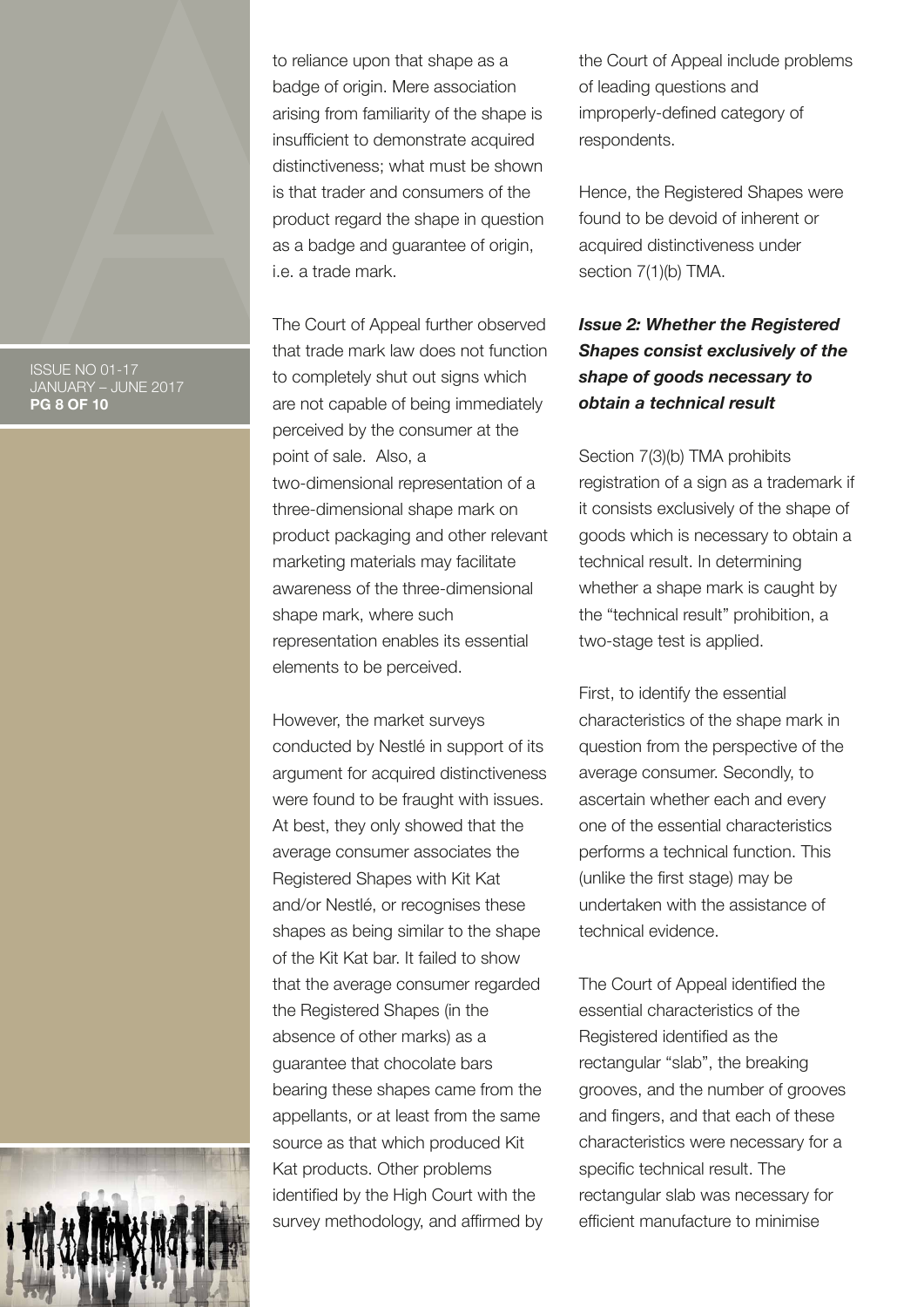to reliance upon that shape as a badge of origin. Mere association arising from familiarity of the shape is insufficient to demonstrate acquired distinctiveness; what must be shown is that trader and consumers of the product regard the shape in question as a badge and guarantee of origin, i.e. a trade mark.

The Court of Appeal further observed that trade mark law does not function to completely shut out signs which are not capable of being immediately perceived by the consumer at the point of sale. Also, a two-dimensional representation of a three-dimensional shape mark on product packaging and other relevant marketing materials may facilitate awareness of the three-dimensional shape mark, where such representation enables its essential elements to be perceived.

However, the market surveys conducted by Nestlé in support of its argument for acquired distinctiveness were found to be fraught with issues. At best, they only showed that the average consumer associates the Registered Shapes with Kit Kat and/or Nestlé, or recognises these shapes as being similar to the shape of the Kit Kat bar. It failed to show that the average consumer regarded the Registered Shapes (in the absence of other marks) as a guarantee that chocolate bars bearing these shapes came from the appellants, or at least from the same source as that which produced Kit Kat products. Other problems identified by the High Court with the survey methodology, and affirmed by the Court of Appeal include problems of leading questions and improperly-defined category of respondents.

Hence, the Registered Shapes were found to be devoid of inherent or acquired distinctiveness under section 7(1)(b) TMA.

***Issue 2: Whether the Registered Shapes consist exclusively of the shape of goods necessary to obtain a technical result***

Section 7(3)(b) TMA prohibits registration of a sign as a trademark if it consists exclusively of the shape of goods which is necessary to obtain a technical result. In determining whether a shape mark is caught by the "technical result" prohibition, a two-stage test is applied.

First, to identify the essential characteristics of the shape mark in question from the perspective of the average consumer. Secondly, to ascertain whether each and every one of the essential characteristics performs a technical function. This (unlike the first stage) may be undertaken with the assistance of technical evidence.

The Court of Appeal identified the essential characteristics of the Registered identified as the rectangular "slab", the breaking grooves, and the number of grooves and fingers, and that each of these characteristics were necessary for a specific technical result. The rectangular slab was necessary for efficient manufacture to minimise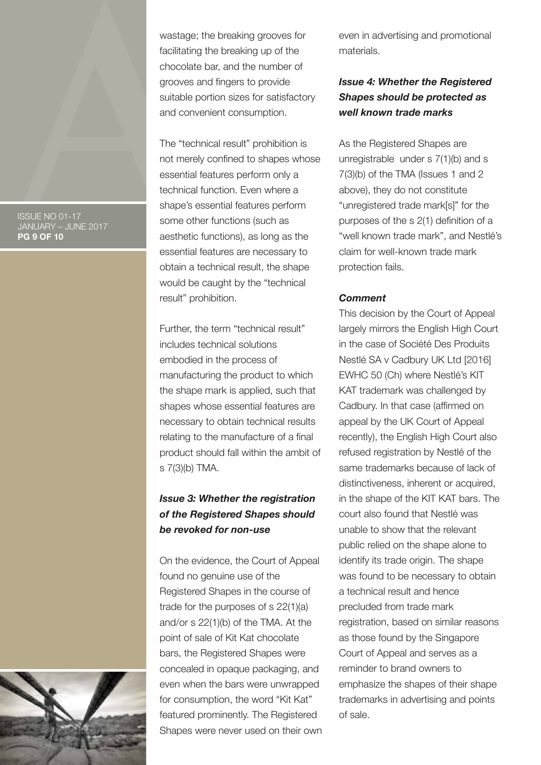wastage; the breaking grooves for facilitating the breaking up of the chocolate bar, and the number of grooves and fingers to provide suitable portion sizes for satisfactory and convenient consumption.

The "technical result" prohibition is not merely confined to shapes whose essential features perform only a technical function. Even where a shape's essential features perform some other functions (such as aesthetic functions), as long as the essential features are necessary to obtain a technical result, the shape would be caught by the "technical result" prohibition.

Further, the term "technical result" includes technical solutions embodied in the process of manufacturing the product to which the shape mark is applied, such that shapes whose essential features are necessary to obtain technical results relating to the manufacture of a final product should fall within the ambit of s 7(3)(b) TMA.

### *Issue 3: Whether the registration of the Registered Shapes should be revoked for non-use*

On the evidence, the Court of Appeal found no genuine use of the Registered Shapes in the course of trade for the purposes of s 22(1)(a) and/or s 22(1)(b) of the TMA. At the point of sale of Kit Kat chocolate bars, the Registered Shapes were concealed in opaque packaging, and even when the bars were unwrapped for consumption, the word "Kit Kat" featured prominently. The Registered Shapes were never used on their own even in advertising and promotional materials.

### *Issue 4: Whether the Registered Shapes should be protected as well known trade marks*

As the Registered Shapes are unregistrable under s 7(1)(b) and s 7(3)(b) of the TMA (Issues 1 and 2 above), they do not constitute "unregistered trade mark[s]" for the purposes of the s 2(1) definition of a "well known trade mark", and Nestlé's claim for well-known trade mark protection fails.

***Comment***

This decision by the Court of Appeal largely mirrors the English High Court in the case of Société Des Produits Nestlé SA v Cadbury UK Ltd [2016] EWHC 50 (Ch) where Nestlé's KIT KAT trademark was challenged by Cadbury. In that case (affirmed on appeal by the UK Court of Appeal recently), the English High Court also refused registration by Nestlé of the same trademarks because of lack of distinctiveness, inherent or acquired, in the shape of the KIT KAT bars. The court also found that Nestlé was unable to show that the relevant public relied on the shape alone to identify its trade origin. The shape was found to be necessary to obtain a technical result and hence precluded from trade mark registration, based on similar reasons as those found by the Singapore Court of Appeal and serves as a reminder to brand owners to emphasize the shapes of their shape trademarks in advertising and points of sale.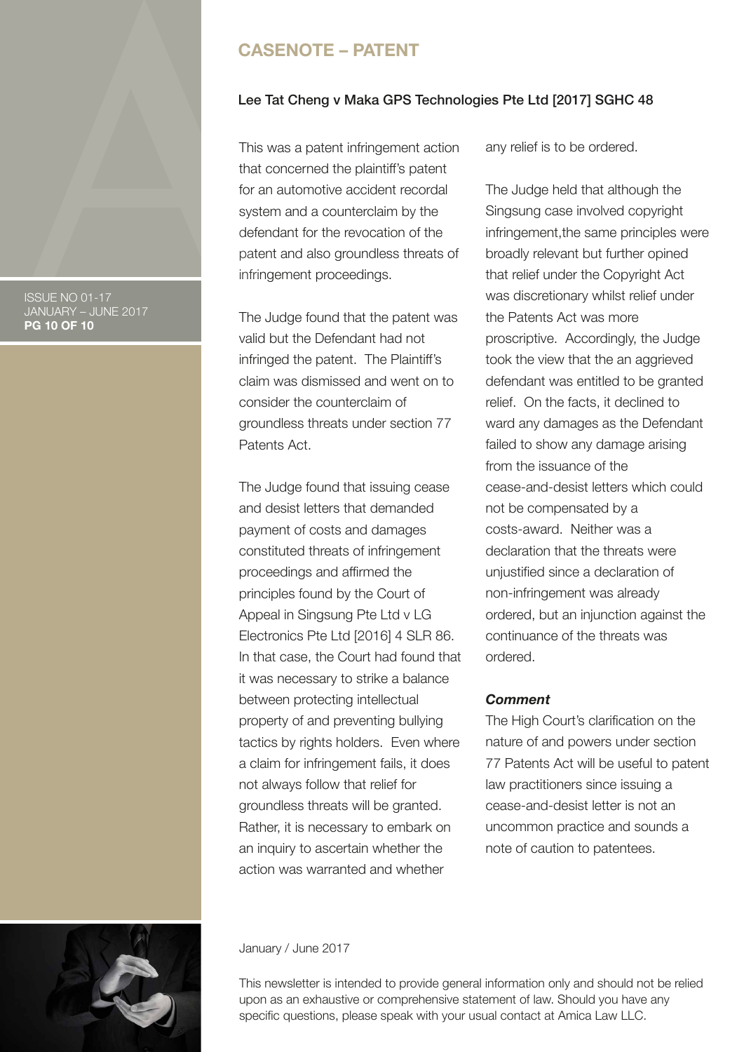## CASENOTE – PATENT

### Lee Tat Cheng v Maka GPS Technologies Pte Ltd [2017] SGHC 48

This was a patent infringement action that concerned the plaintiff's patent for an automotive accident recordal system and a counterclaim by the defendant for the revocation of the patent and also groundless threats of infringement proceedings.

The Judge found that the patent was valid but the Defendant had not infringed the patent. The Plaintiff's claim was dismissed and went on to consider the counterclaim of groundless threats under section 77 Patents Act.

The Judge found that issuing cease and desist letters that demanded payment of costs and damages constituted threats of infringement proceedings and affirmed the principles found by the Court of Appeal in Singsung Pte Ltd v LG Electronics Pte Ltd [2016] 4 SLR 86. In that case, the Court had found that it was necessary to strike a balance between protecting intellectual property of and preventing bullying tactics by rights holders. Even where a claim for infringement fails, it does not always follow that relief for groundless threats will be granted. Rather, it is necessary to embark on an inquiry to ascertain whether the action was warranted and whether any relief is to be ordered.

The Judge held that although the Singsung case involved copyright infringement,the same principles were broadly relevant but further opined that relief under the Copyright Act was discretionary whilst relief under the Patents Act was more proscriptive. Accordingly, the Judge took the view that the an aggrieved defendant was entitled to be granted relief. On the facts, it declined to ward any damages as the Defendant failed to show any damage arising from the issuance of the cease-and-desist letters which could not be compensated by a costs-award. Neither was a declaration that the threats were unjustified since a declaration of non-infringement was already ordered, but an injunction against the continuance of the threats was ordered.

***Comment***

The High Court's clarification on the nature of and powers under section 77 Patents Act will be useful to patent law practitioners since issuing a cease-and-desist letter is not an uncommon practice and sounds a note of caution to patentees.

January / June 2017

This newsletter is intended to provide general information only and should not be relied upon as an exhaustive or comprehensive statement of law. Should you have any specific questions, please speak with your usual contact at Amica Law LLC.